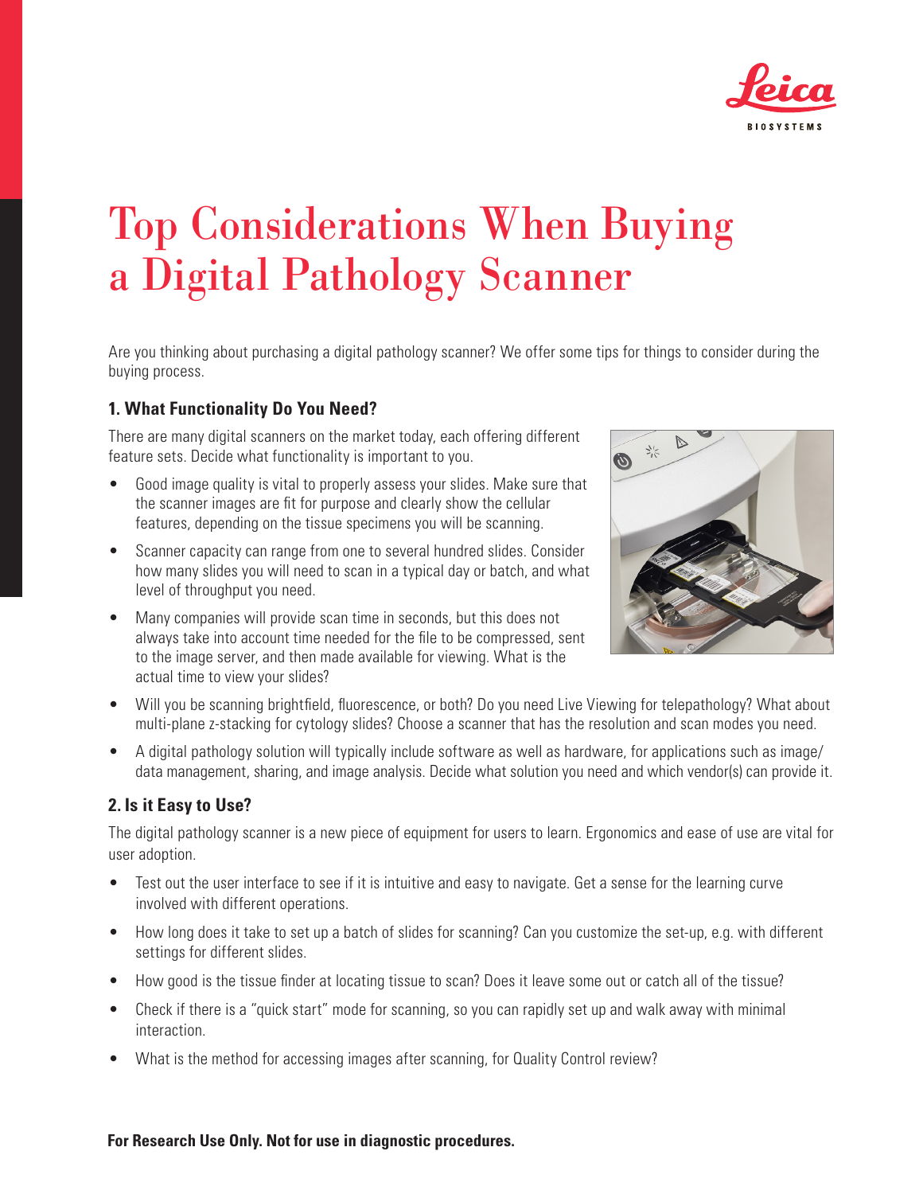# Top Considerations When Buying a Digital Pathology Scanner

Are you thinking about purchasing a digital pathology scanner? We offer some tips for things to consider during the buying process.

### 1. What Functionality Do You Need?

There are many digital scanners on the market today, each offering different feature sets. Decide what functionality is important to you.

- Good image quality is vital to properly assess your slides. Make sure that the scanner images are fit for purpose and clearly show the cellular features, depending on the tissue specimens you will be scanning.
- Scanner capacity can range from one to several hundred slides. Consider how many slides you will need to scan in a typical day or batch, and what level of throughput you need.
- Many companies will provide scan time in seconds, but this does not always take into account time needed for the file to be compressed, sent to the image server, and then made available for viewing. What is the actual time to view your slides?
- Will you be scanning brightfield, fluorescence, or both? Do you need Live Viewing for telepathology? What about multi-plane z-stacking for cytology slides? Choose a scanner that has the resolution and scan modes you need.
- A digital pathology solution will typically include software as well as hardware, for applications such as image/data management, sharing, and image analysis. Decide what solution you need and which vendor(s) can provide it.

### 2. Is it Easy to Use?

The digital pathology scanner is a new piece of equipment for users to learn. Ergonomics and ease of use are vital for user adoption.

- Test out the user interface to see if it is intuitive and easy to navigate. Get a sense for the learning curve involved with different operations.
- How long does it take to set up a batch of slides for scanning? Can you customize the set-up, e.g. with different settings for different slides.
- How good is the tissue finder at locating tissue to scan? Does it leave some out or catch all of the tissue?
- Check if there is a "quick start" mode for scanning, so you can rapidly set up and walk away with minimal interaction.
- What is the method for accessing images after scanning, for Quality Control review?

**For Research Use Only. Not for use in diagnostic procedures.**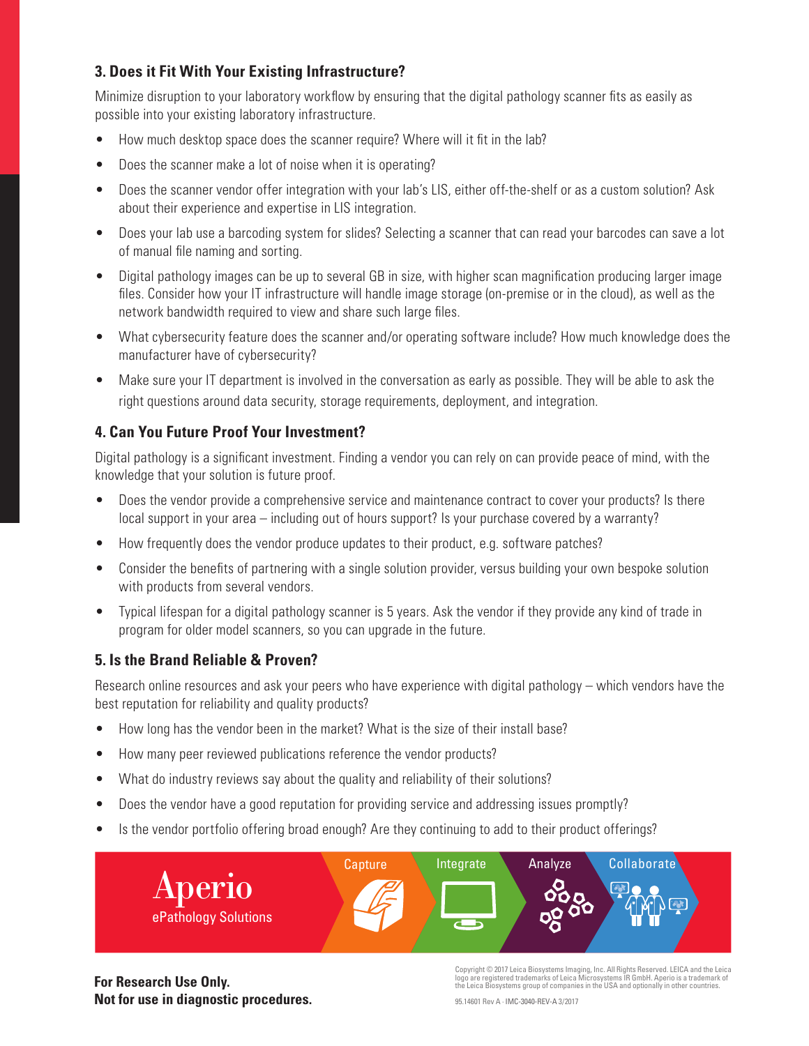### 3. Does it Fit With Your Existing Infrastructure?

Minimize disruption to your laboratory workflow by ensuring that the digital pathology scanner fits as easily as possible into your existing laboratory infrastructure.

- How much desktop space does the scanner require? Where will it fit in the lab?
- Does the scanner make a lot of noise when it is operating?
- Does the scanner vendor offer integration with your lab's LIS, either off-the-shelf or as a custom solution? Ask about their experience and expertise in LIS integration.
- Does your lab use a barcoding system for slides? Selecting a scanner that can read your barcodes can save a lot of manual file naming and sorting.
- Digital pathology images can be up to several GB in size, with higher scan magnification producing larger image files. Consider how your IT infrastructure will handle image storage (on-premise or in the cloud), as well as the network bandwidth required to view and share such large files.
- What cybersecurity feature does the scanner and/or operating software include? How much knowledge does the manufacturer have of cybersecurity?
- Make sure your IT department is involved in the conversation as early as possible. They will be able to ask the right questions around data security, storage requirements, deployment, and integration.

### 4. Can You Future Proof Your Investment?

Digital pathology is a significant investment. Finding a vendor you can rely on can provide peace of mind, with the knowledge that your solution is future proof.

- Does the vendor provide a comprehensive service and maintenance contract to cover your products? Is there local support in your area – including out of hours support? Is your purchase covered by a warranty?
- How frequently does the vendor produce updates to their product, e.g. software patches?
- Consider the benefits of partnering with a single solution provider, versus building your own bespoke solution with products from several vendors.
- Typical lifespan for a digital pathology scanner is 5 years. Ask the vendor if they provide any kind of trade in program for older model scanners, so you can upgrade in the future.

### 5. Is the Brand Reliable & Proven?

Research online resources and ask your peers who have experience with digital pathology – which vendors have the best reputation for reliability and quality products?

- How long has the vendor been in the market? What is the size of their install base?
- How many peer reviewed publications reference the vendor products?
- What do industry reviews say about the quality and reliability of their solutions?
- Does the vendor have a good reputation for providing service and addressing issues promptly?
- Is the vendor portfolio offering broad enough? Are they continuing to add to their product offerings?

Aperio
ePathology Solutions

Capture
Integrate
Analyze
Collaborate

**For Research Use Only.**
**Not for use in diagnostic procedures.**

Copyright © 2017 Leica Biosystems Imaging, Inc. All Rights Reserved. LEICA and the Leica logo are registered trademarks of Leica Microsystems IR GmbH. Aperio is a trademark of the Leica Biosystems group of companies in the USA and optionally in other countries.

95.14601 Rev A · IMC-3040-REV-A 3/2017